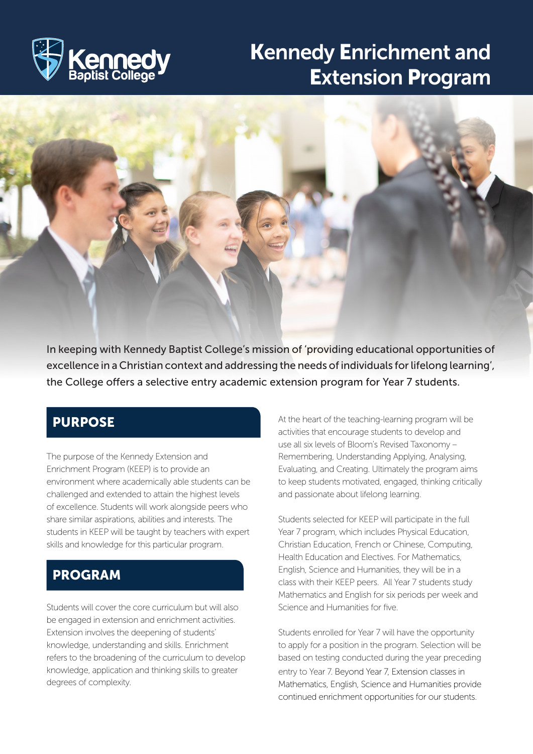Kennedy Baptist College

# Kennedy Enrichment and Extension Program

In keeping with Kennedy Baptist College's mission of 'providing educational opportunities of excellence in a Christian context and addressing the needs of individuals for lifelong learning', the College offers a selective entry academic extension program for Year 7 students.

## PURPOSE

The purpose of the Kennedy Extension and Enrichment Program (KEEP) is to provide an environment where academically able students can be challenged and extended to attain the highest levels of excellence. Students will work alongside peers who share similar aspirations, abilities and interests. The students in KEEP will be taught by teachers with expert skills and knowledge for this particular program.

## PROGRAM

Students will cover the core curriculum but will also be engaged in extension and enrichment activities. Extension involves the deepening of students' knowledge, understanding and skills. Enrichment refers to the broadening of the curriculum to develop knowledge, application and thinking skills to greater degrees of complexity.

At the heart of the teaching-learning program will be activities that encourage students to develop and use all six levels of Bloom's Revised Taxonomy – Remembering, Understanding Applying, Analysing, Evaluating, and Creating. Ultimately the program aims to keep students motivated, engaged, thinking critically and passionate about lifelong learning.

Students selected for KEEP will participate in the full Year 7 program, which includes Physical Education, Christian Education, French or Chinese, Computing, Health Education and Electives. For Mathematics, English, Science and Humanities, they will be in a class with their KEEP peers. All Year 7 students study Mathematics and English for six periods per week and Science and Humanities for five.

Students enrolled for Year 7 will have the opportunity to apply for a position in the program. Selection will be based on testing conducted during the year preceding entry to Year 7. Beyond Year 7, Extension classes in Mathematics, English, Science and Humanities provide continued enrichment opportunities for our students.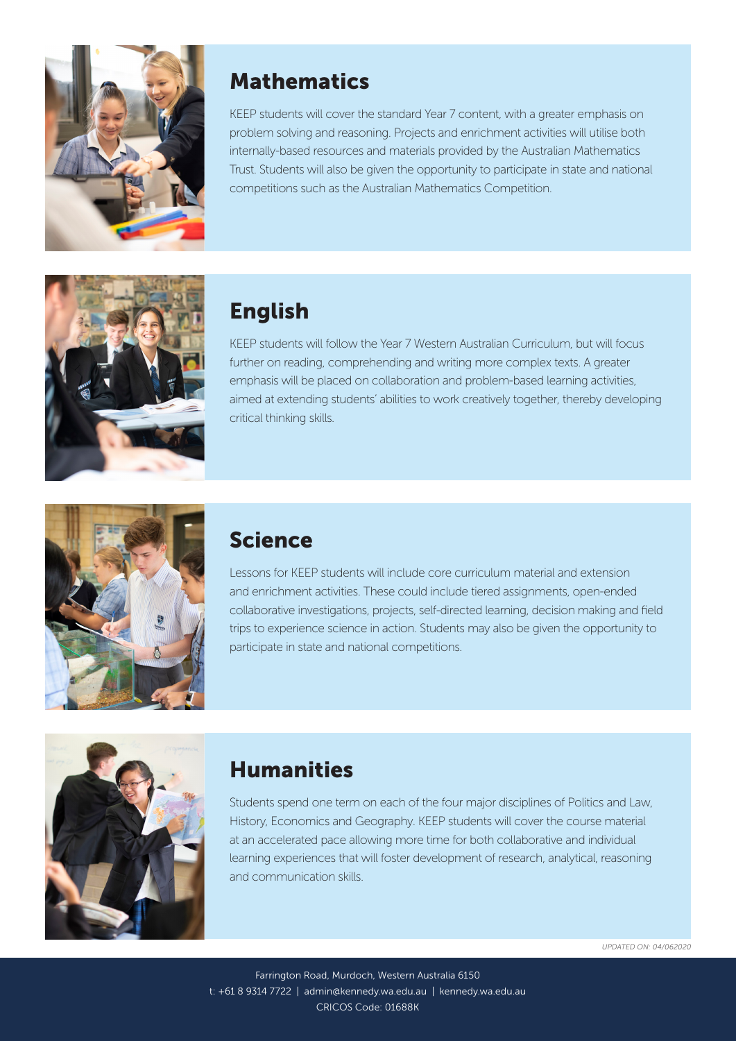## Mathematics

KEEP students will cover the standard Year 7 content, with a greater emphasis on problem solving and reasoning. Projects and enrichment activities will utilise both internally-based resources and materials provided by the Australian Mathematics Trust. Students will also be given the opportunity to participate in state and national competitions such as the Australian Mathematics Competition.

## English

KEEP students will follow the Year 7 Western Australian Curriculum, but will focus further on reading, comprehending and writing more complex texts. A greater emphasis will be placed on collaboration and problem-based learning activities, aimed at extending students' abilities to work creatively together, thereby developing critical thinking skills.

## Science

Lessons for KEEP students will include core curriculum material and extension and enrichment activities. These could include tiered assignments, open-ended collaborative investigations, projects, self-directed learning, decision making and field trips to experience science in action. Students may also be given the opportunity to participate in state and national competitions.

## Humanities

Students spend one term on each of the four major disciplines of Politics and Law, History, Economics and Geography. KEEP students will cover the course material at an accelerated pace allowing more time for both collaborative and individual learning experiences that will foster development of research, analytical, reasoning and communication skills.

*UPDATED ON: 04/062020*

Farrington Road, Murdoch, Western Australia 6150
t: +61 8 9314 7722 | admin@kennedy.wa.edu.au | kennedy.wa.edu.au
CRICOS Code: 01688K